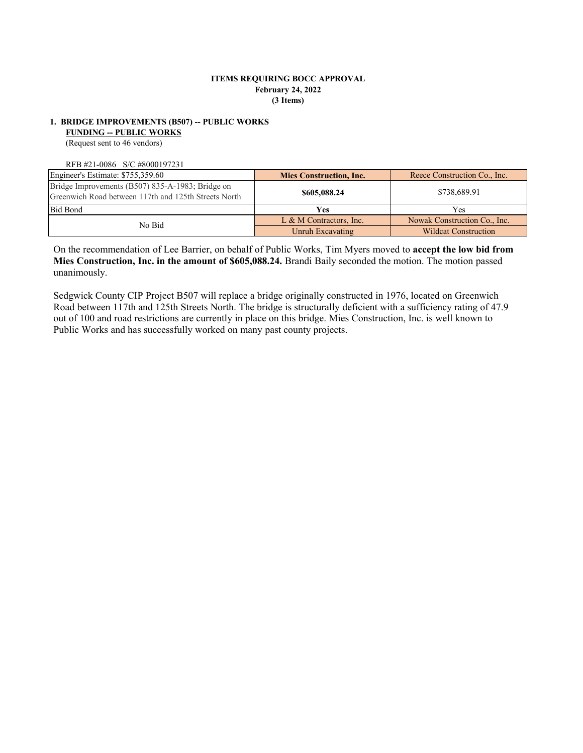**ITEMS REQUIRING BOCC APPROVAL**
**February 24, 2022**
**(3 Items)**

**1. BRIDGE IMPROVEMENTS (B507) -- PUBLIC WORKS**
**FUNDING -- PUBLIC WORKS**
(Request sent to 46 vendors)

RFB #21-0086 S/C #8000197231

| Engineer's Estimate: $755,359.60 | **Mies Construction, Inc.** | Reece Construction Co., Inc. |
|---|---|---|
| Bridge Improvements (B507) 835-A-1983; Bridge on Greenwich Road between 117th and 125th Streets North | **$605,088.24** | $738,689.91 |
| Bid Bond | **Yes** | Yes |
| No Bid | L & M Contractors, Inc. | Nowak Construction Co., Inc. |
| | Unruh Excavating | Wildcat Construction |

On the recommendation of Lee Barrier, on behalf of Public Works, Tim Myers moved to **accept the low bid from Mies Construction, Inc. in the amount of $605,088.24.** Brandi Baily seconded the motion. The motion passed unanimously.

Sedgwick County CIP Project B507 will replace a bridge originally constructed in 1976, located on Greenwich Road between 117th and 125th Streets North. The bridge is structurally deficient with a sufficiency rating of 47.9 out of 100 and road restrictions are currently in place on this bridge. Mies Construction, Inc. is well known to Public Works and has successfully worked on many past county projects.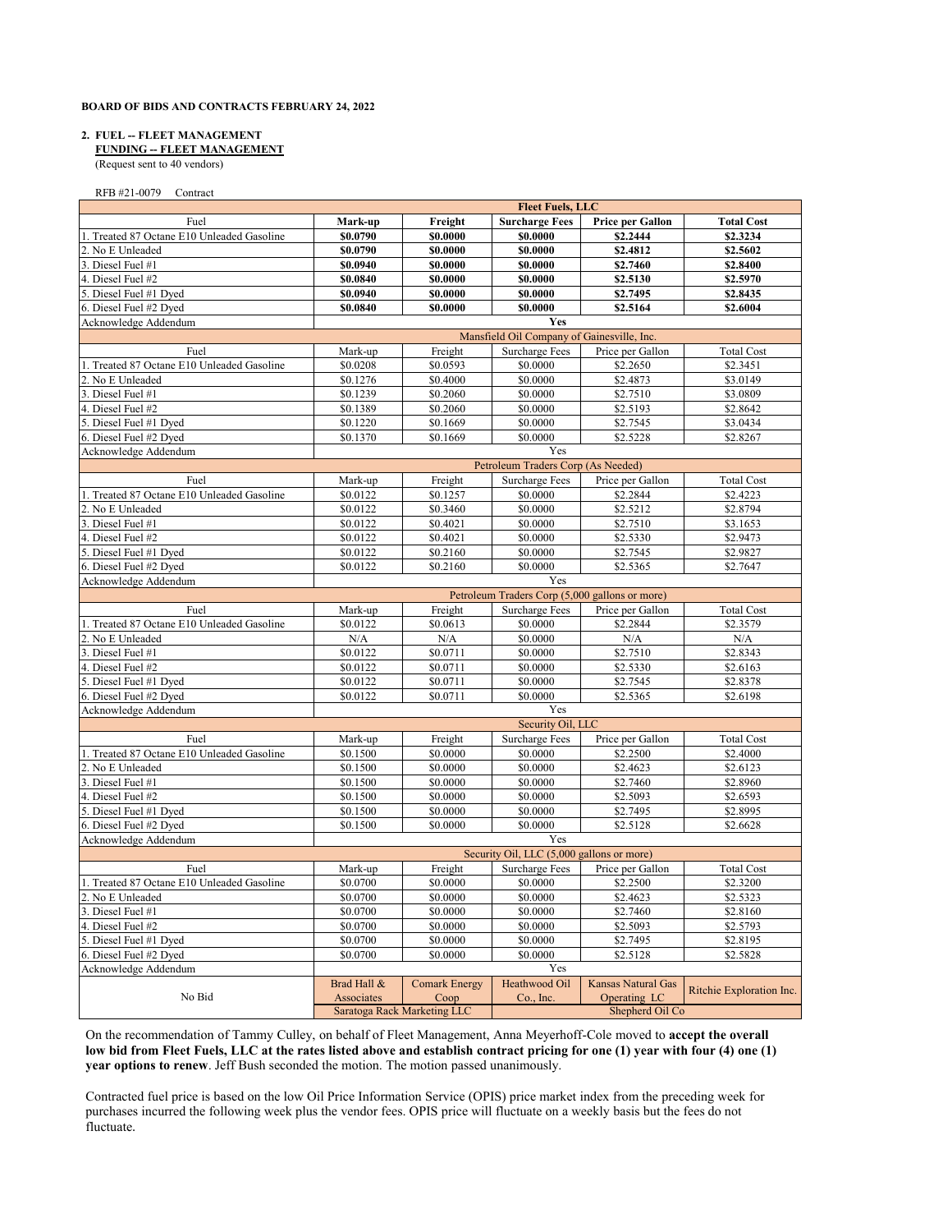**BOARD OF BIDS AND CONTRACTS FEBRUARY 24, 2022**

**2. FUEL -- FLEET MANAGEMENT**
**FUNDING -- FLEET MANAGEMENT**
(Request sent to 40 vendors)

RFB #21-0079 Contract

| | **Fleet Fuels, LLC** | | | | |
|---|---|---|---|---|---|
| Fuel | **Mark-up** | **Freight** | **Surcharge Fees** | **Price per Gallon** | **Total Cost** |
| 1. Treated 87 Octane E10 Unleaded Gasoline | **$0.0790** | **$0.0000** | **$0.0000** | **$2.2444** | **$2.3234** |
| 2. No E Unleaded | **$0.0790** | **$0.0000** | **$0.0000** | **$2.4812** | **$2.5602** |
| 3. Diesel Fuel #1 | **$0.0940** | **$0.0000** | **$0.0000** | **$2.7460** | **$2.8400** |
| 4. Diesel Fuel #2 | **$0.0840** | **$0.0000** | **$0.0000** | **$2.5130** | **$2.5970** |
| 5. Diesel Fuel #1 Dyed | **$0.0940** | **$0.0000** | **$0.0000** | **$2.7495** | **$2.8435** |
| 6. Diesel Fuel #2 Dyed | **$0.0840** | **$0.0000** | **$0.0000** | **$2.5164** | **$2.6004** |
| Acknowledge Addendum | **Yes** | | | | |
| | Mansfield Oil Company of Gainesville, Inc. | | | | |
| Fuel | Mark-up | Freight | Surcharge Fees | Price per Gallon | Total Cost |
| 1. Treated 87 Octane E10 Unleaded Gasoline | $0.0208 | $0.0593 | $0.0000 | $2.2650 | $2.3451 |
| 2. No E Unleaded | $0.1276 | $0.4000 | $0.0000 | $2.4873 | $3.0149 |
| 3. Diesel Fuel #1 | $0.1239 | $0.2060 | $0.0000 | $2.7510 | $3.0809 |
| 4. Diesel Fuel #2 | $0.1389 | $0.2060 | $0.0000 | $2.5193 | $2.8642 |
| 5. Diesel Fuel #1 Dyed | $0.1220 | $0.1669 | $0.0000 | $2.7545 | $3.0434 |
| 6. Diesel Fuel #2 Dyed | $0.1370 | $0.1669 | $0.0000 | $2.5228 | $2.8267 |
| Acknowledge Addendum | Yes | | | | |
| | Petroleum Traders Corp (As Needed) | | | | |
| Fuel | Mark-up | Freight | Surcharge Fees | Price per Gallon | Total Cost |
| 1. Treated 87 Octane E10 Unleaded Gasoline | $0.0122 | $0.1257 | $0.0000 | $2.2844 | $2.4223 |
| 2. No E Unleaded | $0.0122 | $0.3460 | $0.0000 | $2.5212 | $2.8794 |
| 3. Diesel Fuel #1 | $0.0122 | $0.4021 | $0.0000 | $2.7510 | $3.1653 |
| 4. Diesel Fuel #2 | $0.0122 | $0.4021 | $0.0000 | $2.5330 | $2.9473 |
| 5. Diesel Fuel #1 Dyed | $0.0122 | $0.2160 | $0.0000 | $2.7545 | $2.9827 |
| 6. Diesel Fuel #2 Dyed | $0.0122 | $0.2160 | $0.0000 | $2.5365 | $2.7647 |
| Acknowledge Addendum | Yes | | | | |
| | Petroleum Traders Corp (5,000 gallons or more) | | | | |
| Fuel | Mark-up | Freight | Surcharge Fees | Price per Gallon | Total Cost |
| 1. Treated 87 Octane E10 Unleaded Gasoline | $0.0122 | $0.0613 | $0.0000 | $2.2844 | $2.3579 |
| 2. No E Unleaded | N/A | N/A | $0.0000 | N/A | N/A |
| 3. Diesel Fuel #1 | $0.0122 | $0.0711 | $0.0000 | $2.7510 | $2.8343 |
| 4. Diesel Fuel #2 | $0.0122 | $0.0711 | $0.0000 | $2.5330 | $2.6163 |
| 5. Diesel Fuel #1 Dyed | $0.0122 | $0.0711 | $0.0000 | $2.7545 | $2.8378 |
| 6. Diesel Fuel #2 Dyed | $0.0122 | $0.0711 | $0.0000 | $2.5365 | $2.6198 |
| Acknowledge Addendum | Yes | | | | |
| | Security Oil, LLC | | | | |
| Fuel | Mark-up | Freight | Surcharge Fees | Price per Gallon | Total Cost |
| 1. Treated 87 Octane E10 Unleaded Gasoline | $0.1500 | $0.0000 | $0.0000 | $2.2500 | $2.4000 |
| 2. No E Unleaded | $0.1500 | $0.0000 | $0.0000 | $2.4623 | $2.6123 |
| 3. Diesel Fuel #1 | $0.1500 | $0.0000 | $0.0000 | $2.7460 | $2.8960 |
| 4. Diesel Fuel #2 | $0.1500 | $0.0000 | $0.0000 | $2.5093 | $2.6593 |
| 5. Diesel Fuel #1 Dyed | $0.1500 | $0.0000 | $0.0000 | $2.7495 | $2.8995 |
| 6. Diesel Fuel #2 Dyed | $0.1500 | $0.0000 | $0.0000 | $2.5128 | $2.6628 |
| Acknowledge Addendum | Yes | | | | |
| | Security Oil, LLC (5,000 gallons or more) | | | | |
| Fuel | Mark-up | Freight | Surcharge Fees | Price per Gallon | Total Cost |
| 1. Treated 87 Octane E10 Unleaded Gasoline | $0.0700 | $0.0000 | $0.0000 | $2.2500 | $2.3200 |
| 2. No E Unleaded | $0.0700 | $0.0000 | $0.0000 | $2.4623 | $2.5323 |
| 3. Diesel Fuel #1 | $0.0700 | $0.0000 | $0.0000 | $2.7460 | $2.8160 |
| 4. Diesel Fuel #2 | $0.0700 | $0.0000 | $0.0000 | $2.5093 | $2.5793 |
| 5. Diesel Fuel #1 Dyed | $0.0700 | $0.0000 | $0.0000 | $2.7495 | $2.8195 |
| 6. Diesel Fuel #2 Dyed | $0.0700 | $0.0000 | $0.0000 | $2.5128 | $2.5828 |
| Acknowledge Addendum | Yes | | | | |
| No Bid | Brad Hall & Associates | Comark Energy Coop | Heathwood Oil Co., Inc. | Kansas Natural Gas Operating LC | Ritchie Exploration Inc. |
| | Saratoga Rack Marketing LLC | | Shepherd Oil Co | | |

On the recommendation of Tammy Culley, on behalf of Fleet Management, Anna Meyerhoff-Cole moved to **accept the overall low bid from Fleet Fuels, LLC at the rates listed above and establish contract pricing for one (1) year with four (4) one (1) year options to renew**. Jeff Bush seconded the motion. The motion passed unanimously.

Contracted fuel price is based on the low Oil Price Information Service (OPIS) price market index from the preceding week for purchases incurred the following week plus the vendor fees. OPIS price will fluctuate on a weekly basis but the fees do not fluctuate.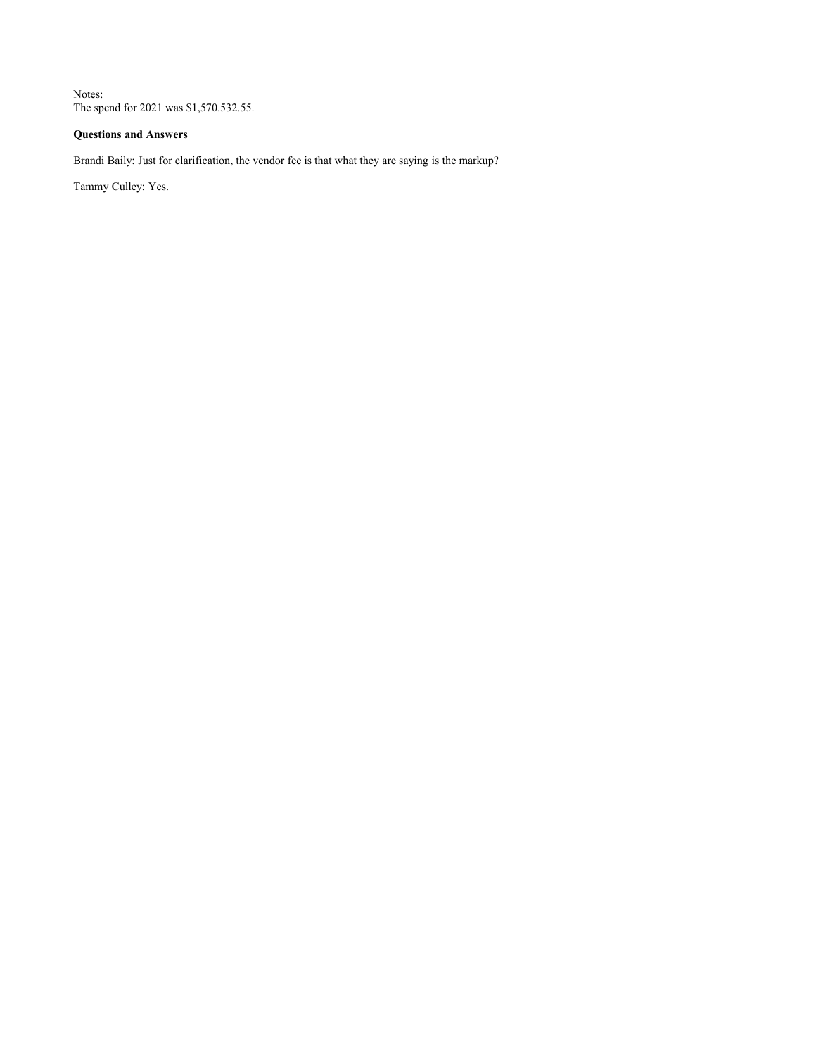Notes:
The spend for 2021 was $1,570.532.55.

**Questions and Answers**

Brandi Baily: Just for clarification, the vendor fee is that what they are saying is the markup?

Tammy Culley: Yes.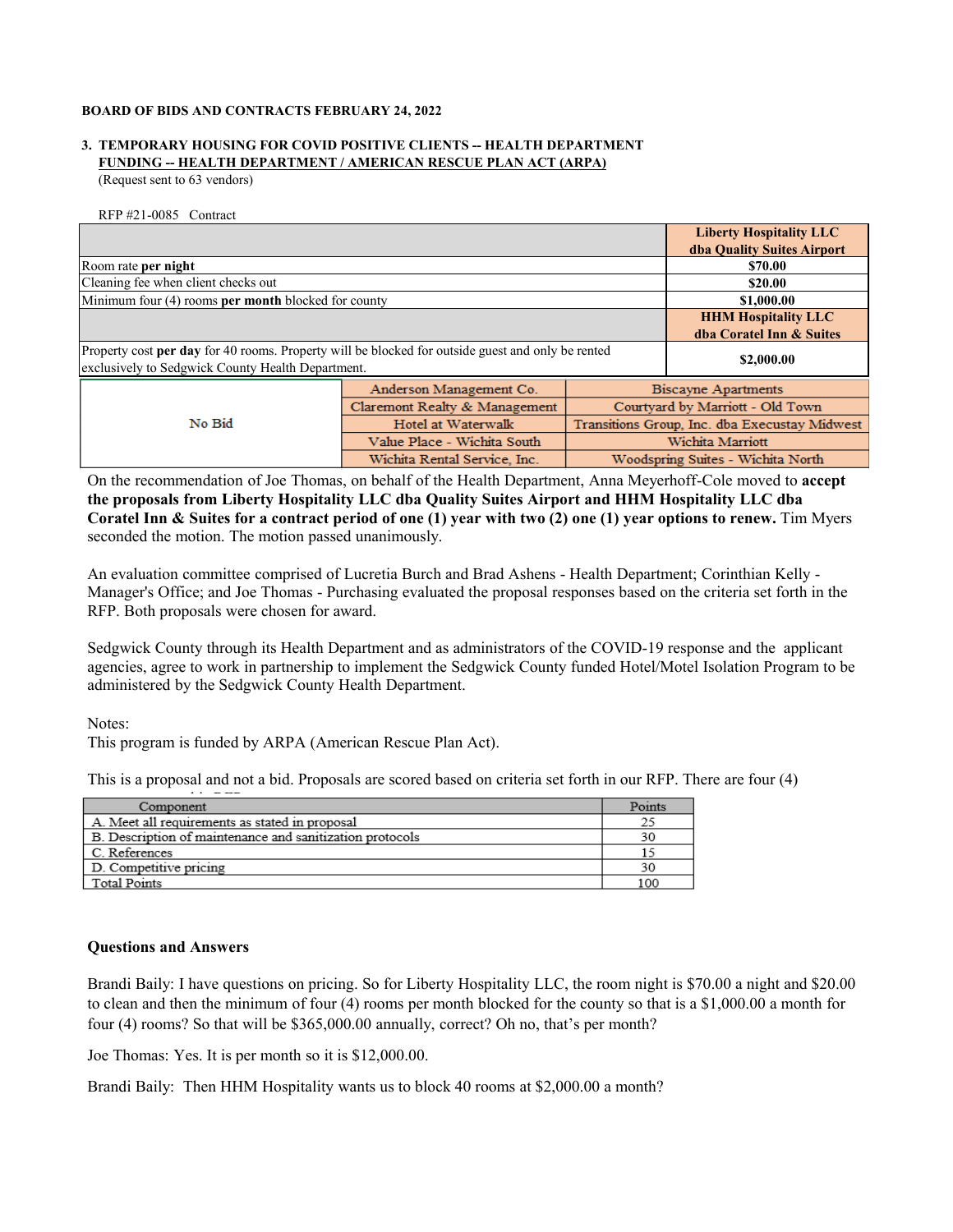**BOARD OF BIDS AND CONTRACTS FEBRUARY 24, 2022**

**3. TEMPORARY HOUSING FOR COVID POSITIVE CLIENTS -- HEALTH DEPARTMENT**
**FUNDING -- HEALTH DEPARTMENT / AMERICAN RESCUE PLAN ACT (ARPA)**
(Request sent to 63 vendors)

RFP #21-0085 Contract

| | Liberty Hospitality LLC dba Quality Suites Airport |
|---|---|
| Room rate **per night** | $70.00 |
| Cleaning fee when client checks out | $20.00 |
| Minimum four (4) rooms **per month** blocked for county | $1,000.00 |
| | **HHM Hospitality LLC dba Coratel Inn & Suites** |
| Property cost **per day** for 40 rooms. Property will be blocked for outside guest and only be rented exclusively to Sedgwick County Health Department. | $2,000.00 |

| No Bid | | |
|---|---|---|
| | Anderson Management Co. | Biscayne Apartments |
| | Claremont Realty & Management | Courtyard by Marriott - Old Town |
| | Hotel at Waterwalk | Transitions Group, Inc. dba Executay Midwest |
| | Value Place - Wichita South | Wichita Marriott |
| | Wichita Rental Service, Inc. | Woodspring Suites - Wichita North |

On the recommendation of Joe Thomas, on behalf of the Health Department, Anna Meyerhoff-Cole moved to **accept the proposals from Liberty Hospitality LLC dba Quality Suites Airport and HHM Hospitality LLC dba Coratel Inn & Suites for a contract period of one (1) year with two (2) one (1) year options to renew.** Tim Myers seconded the motion. The motion passed unanimously.

An evaluation committee comprised of Lucretia Burch and Brad Ashens - Health Department; Corinthian Kelly - Manager's Office; and Joe Thomas - Purchasing evaluated the proposal responses based on the criteria set forth in the RFP. Both proposals were chosen for award.

Sedgwick County through its Health Department and as administrators of the COVID-19 response and the applicant agencies, agree to work in partnership to implement the Sedgwick County funded Hotel/Motel Isolation Program to be administered by the Sedgwick County Health Department.

Notes:
This program is funded by ARPA (American Rescue Plan Act).

This is a proposal and not a bid. Proposals are scored based on criteria set forth in our RFP. There are four (4)

| Component | Points |
|---|---|
| A. Meet all requirements as stated in proposal | 25 |
| B. Description of maintenance and sanitization protocols | 30 |
| C. References | 15 |
| D. Competitive pricing | 30 |
| Total Points | 100 |

**Questions and Answers**

Brandi Baily: I have questions on pricing. So for Liberty Hospitality LLC, the room night is $70.00 a night and $20.00 to clean and then the minimum of four (4) rooms per month blocked for the county so that is a $1,000.00 a month for four (4) rooms? So that will be $365,000.00 annually, correct? Oh no, that's per month?

Joe Thomas: Yes. It is per month so it is $12,000.00.

Brandi Baily: Then HHM Hospitality wants us to block 40 rooms at $2,000.00 a month?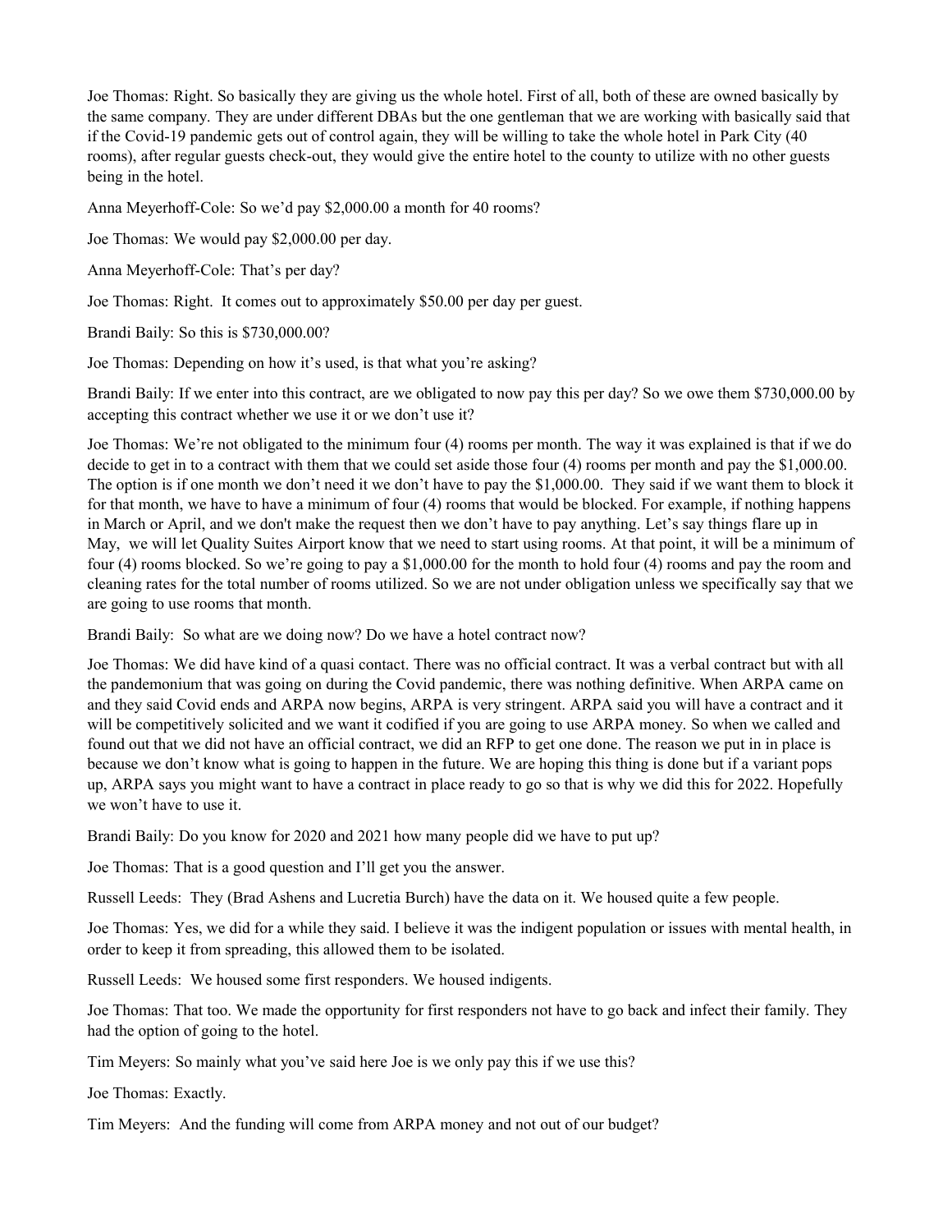Joe Thomas: Right. So basically they are giving us the whole hotel. First of all, both of these are owned basically by the same company. They are under different DBAs but the one gentleman that we are working with basically said that if the Covid-19 pandemic gets out of control again, they will be willing to take the whole hotel in Park City (40 rooms), after regular guests check-out, they would give the entire hotel to the county to utilize with no other guests being in the hotel.

Anna Meyerhoff-Cole: So we'd pay $2,000.00 a month for 40 rooms?

Joe Thomas: We would pay $2,000.00 per day.

Anna Meyerhoff-Cole: That's per day?

Joe Thomas: Right. It comes out to approximately $50.00 per day per guest.

Brandi Baily: So this is $730,000.00?

Joe Thomas: Depending on how it's used, is that what you're asking?

Brandi Baily: If we enter into this contract, are we obligated to now pay this per day? So we owe them $730,000.00 by accepting this contract whether we use it or we don't use it?

Joe Thomas: We're not obligated to the minimum four (4) rooms per month. The way it was explained is that if we do decide to get in to a contract with them that we could set aside those four (4) rooms per month and pay the $1,000.00. The option is if one month we don't need it we don't have to pay the $1,000.00. They said if we want them to block it for that month, we have to have a minimum of four (4) rooms that would be blocked. For example, if nothing happens in March or April, and we don't make the request then we don't have to pay anything. Let's say things flare up in May, we will let Quality Suites Airport know that we need to start using rooms. At that point, it will be a minimum of four (4) rooms blocked. So we're going to pay a $1,000.00 for the month to hold four (4) rooms and pay the room and cleaning rates for the total number of rooms utilized. So we are not under obligation unless we specifically say that we are going to use rooms that month.

Brandi Baily: So what are we doing now? Do we have a hotel contract now?

Joe Thomas: We did have kind of a quasi contact. There was no official contract. It was a verbal contract but with all the pandemonium that was going on during the Covid pandemic, there was nothing definitive. When ARPA came on and they said Covid ends and ARPA now begins, ARPA is very stringent. ARPA said you will have a contract and it will be competitively solicited and we want it codified if you are going to use ARPA money. So when we called and found out that we did not have an official contract, we did an RFP to get one done. The reason we put in in place is because we don't know what is going to happen in the future. We are hoping this thing is done but if a variant pops up, ARPA says you might want to have a contract in place ready to go so that is why we did this for 2022. Hopefully we won't have to use it.

Brandi Baily: Do you know for 2020 and 2021 how many people did we have to put up?

Joe Thomas: That is a good question and I'll get you the answer.

Russell Leeds: They (Brad Ashens and Lucretia Burch) have the data on it. We housed quite a few people.

Joe Thomas: Yes, we did for a while they said. I believe it was the indigent population or issues with mental health, in order to keep it from spreading, this allowed them to be isolated.

Russell Leeds: We housed some first responders. We housed indigents.

Joe Thomas: That too. We made the opportunity for first responders not have to go back and infect their family. They had the option of going to the hotel.

Tim Meyers: So mainly what you've said here Joe is we only pay this if we use this?

Joe Thomas: Exactly.

Tim Meyers: And the funding will come from ARPA money and not out of our budget?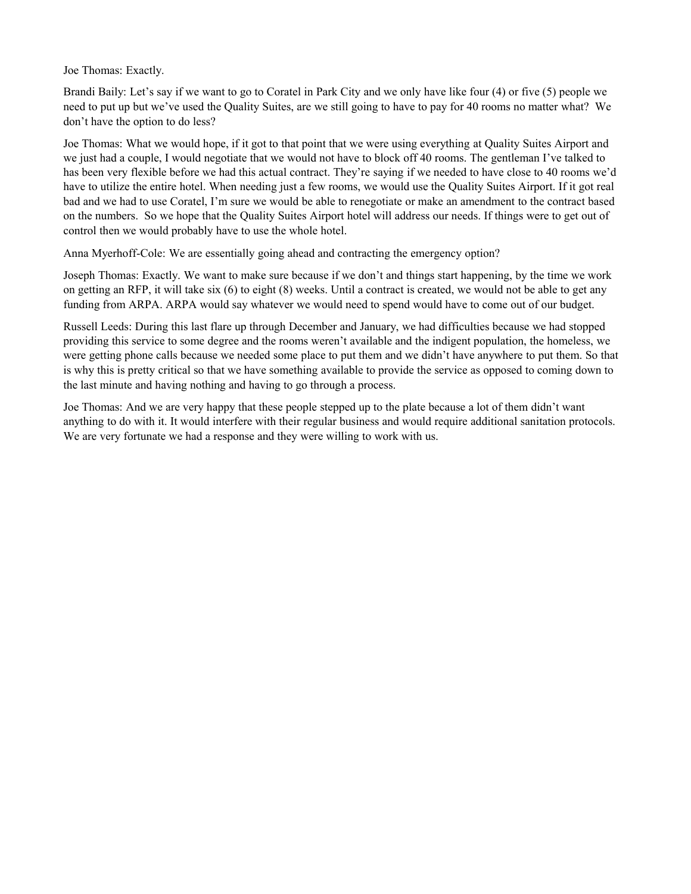Joe Thomas: Exactly.

Brandi Baily: Let's say if we want to go to Coratel in Park City and we only have like four (4) or five (5) people we need to put up but we've used the Quality Suites, are we still going to have to pay for 40 rooms no matter what? We don't have the option to do less?

Joe Thomas: What we would hope, if it got to that point that we were using everything at Quality Suites Airport and we just had a couple, I would negotiate that we would not have to block off 40 rooms. The gentleman I've talked to has been very flexible before we had this actual contract. They're saying if we needed to have close to 40 rooms we'd have to utilize the entire hotel. When needing just a few rooms, we would use the Quality Suites Airport. If it got real bad and we had to use Coratel, I'm sure we would be able to renegotiate or make an amendment to the contract based on the numbers. So we hope that the Quality Suites Airport hotel will address our needs. If things were to get out of control then we would probably have to use the whole hotel.

Anna Myerhoff-Cole: We are essentially going ahead and contracting the emergency option?

Joseph Thomas: Exactly. We want to make sure because if we don't and things start happening, by the time we work on getting an RFP, it will take six (6) to eight (8) weeks. Until a contract is created, we would not be able to get any funding from ARPA. ARPA would say whatever we would need to spend would have to come out of our budget.

Russell Leeds: During this last flare up through December and January, we had difficulties because we had stopped providing this service to some degree and the rooms weren't available and the indigent population, the homeless, we were getting phone calls because we needed some place to put them and we didn't have anywhere to put them. So that is why this is pretty critical so that we have something available to provide the service as opposed to coming down to the last minute and having nothing and having to go through a process.

Joe Thomas: And we are very happy that these people stepped up to the plate because a lot of them didn't want anything to do with it. It would interfere with their regular business and would require additional sanitation protocols. We are very fortunate we had a response and they were willing to work with us.